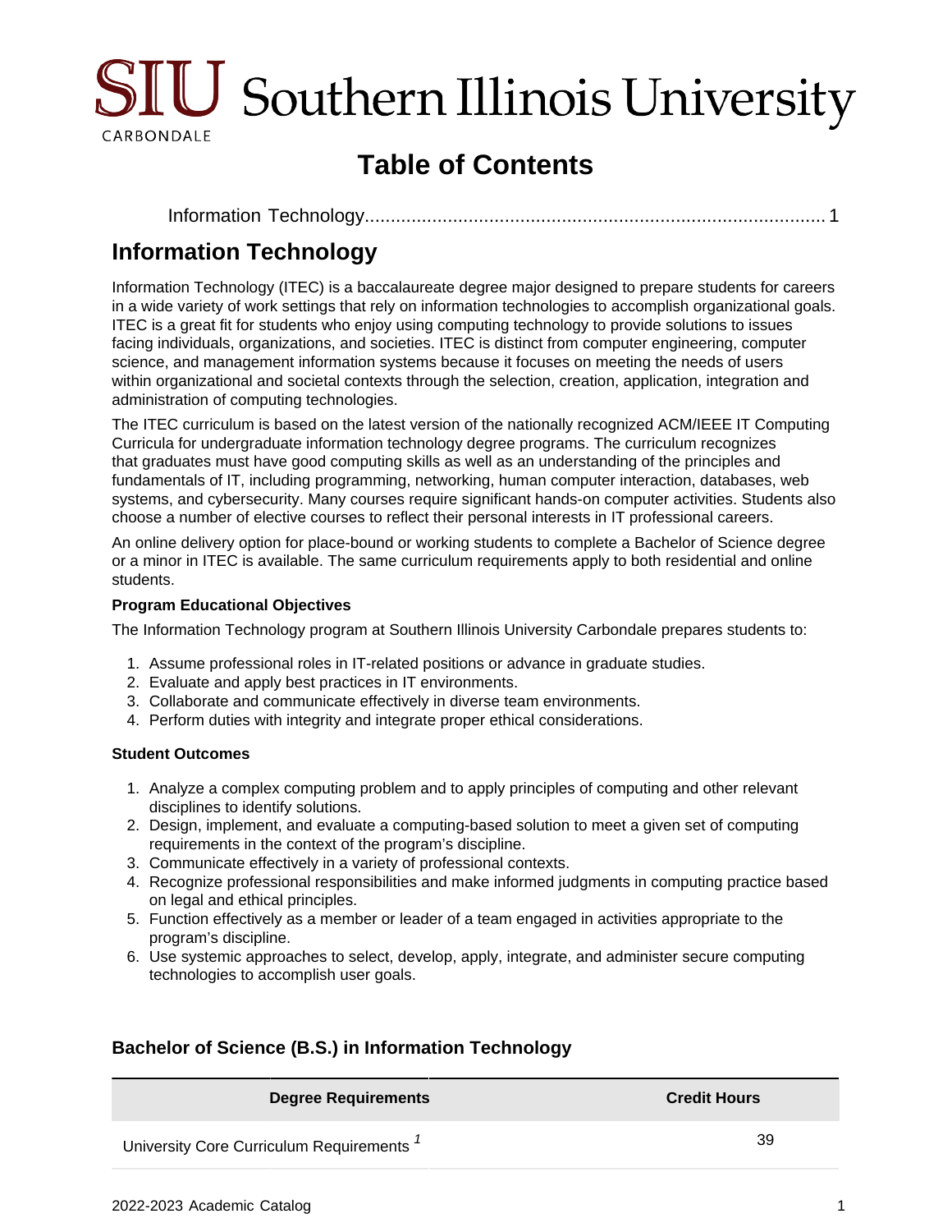# Table of Contents

Information Technology........................................................................................ 1

# Information Technology

Information Technology (ITEC) is a baccalaureate degree major designed to prepare students for careers in a wide variety of work settings that rely on information technologies to accomplish organizational goals. ITEC is a great fit for students who enjoy using computing technology to provide solutions to issues facing individuals, organizations, and societies. ITEC is distinct from computer engineering, computer science, and management information systems because it focuses on meeting the needs of users within organizational and societal contexts through the selection, creation, application, integration and administration of computing technologies.

The ITEC curriculum is based on the latest version of the nationally recognized ACM/IEEE IT Computing Curricula for undergraduate information technology degree programs. The curriculum recognizes that graduates must have good computing skills as well as an understanding of the principles and fundamentals of IT, including programming, networking, human computer interaction, databases, web systems, and cybersecurity. Many courses require significant hands-on computer activities. Students also choose a number of elective courses to reflect their personal interests in IT professional careers.

An online delivery option for place-bound or working students to complete a Bachelor of Science degree or a minor in ITEC is available. The same curriculum requirements apply to both residential and online students.

#### Program Educational Objectives

The Information Technology program at Southern Illinois University Carbondale prepares students to:

1. Assume professional roles in IT-related positions or advance in graduate studies.
2. Evaluate and apply best practices in IT environments.
3. Collaborate and communicate effectively in diverse team environments.
4. Perform duties with integrity and integrate proper ethical considerations.

#### Student Outcomes

1. Analyze a complex computing problem and to apply principles of computing and other relevant disciplines to identify solutions.
2. Design, implement, and evaluate a computing-based solution to meet a given set of computing requirements in the context of the program's discipline.
3. Communicate effectively in a variety of professional contexts.
4. Recognize professional responsibilities and make informed judgments in computing practice based on legal and ethical principles.
5. Function effectively as a member or leader of a team engaged in activities appropriate to the program's discipline.
6. Use systemic approaches to select, develop, apply, integrate, and administer secure computing technologies to accomplish user goals.

### Bachelor of Science (B.S.) in Information Technology

| Degree Requirements | Credit Hours |
| --- | --- |
| University Core Curriculum Requirements [1] | 39 |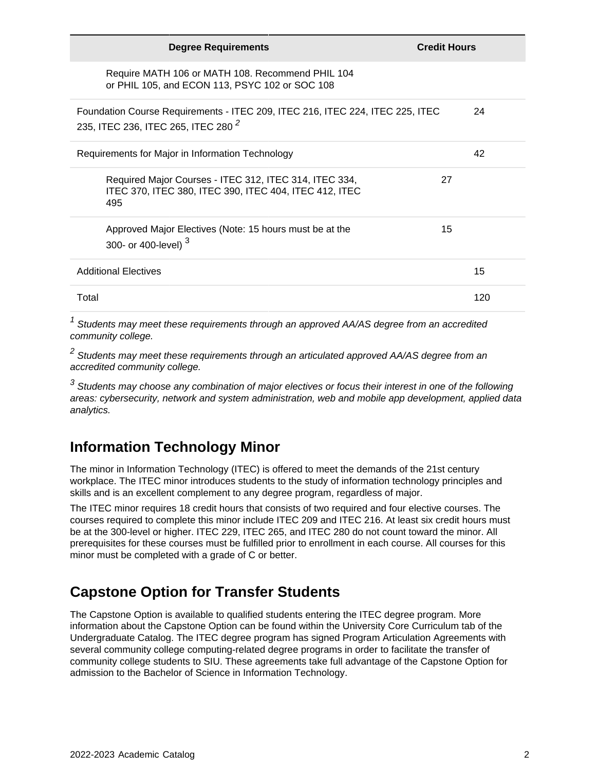| Degree Requirements | | Credit Hours |
| --- | --- | --- |
| Require MATH 106 or MATH 108. Recommend PHIL 104 or PHIL 105, and ECON 113, PSYC 102 or SOC 108 | | |
| Foundation Course Requirements - ITEC 209, ITEC 216, ITEC 224, ITEC 225, ITEC 235, ITEC 236, ITEC 265, ITEC 280 [2] | | 24 |
| Requirements for Major in Information Technology | | 42 |
| Required Major Courses - ITEC 312, ITEC 314, ITEC 334, ITEC 370, ITEC 380, ITEC 390, ITEC 404, ITEC 412, ITEC 495 | 27 | |
| Approved Major Electives (Note: 15 hours must be at the 300- or 400-level) [3] | 15 | |
| Additional Electives | | 15 |
| Total | | 120 |

*[1] Students may meet these requirements through an approved AA/AS degree from an accredited community college.*

*[2] Students may meet these requirements through an articulated approved AA/AS degree from an accredited community college.*

*[3] Students may choose any combination of major electives or focus their interest in one of the following areas: cybersecurity, network and system administration, web and mobile app development, applied data analytics.*

## Information Technology Minor

The minor in Information Technology (ITEC) is offered to meet the demands of the 21st century workplace. The ITEC minor introduces students to the study of information technology principles and skills and is an excellent complement to any degree program, regardless of major.

The ITEC minor requires 18 credit hours that consists of two required and four elective courses. The courses required to complete this minor include ITEC 209 and ITEC 216. At least six credit hours must be at the 300-level or higher. ITEC 229, ITEC 265, and ITEC 280 do not count toward the minor. All prerequisites for these courses must be fulfilled prior to enrollment in each course. All courses for this minor must be completed with a grade of C or better.

## Capstone Option for Transfer Students

The Capstone Option is available to qualified students entering the ITEC degree program. More information about the Capstone Option can be found within the University Core Curriculum tab of the Undergraduate Catalog. The ITEC degree program has signed Program Articulation Agreements with several community college computing-related degree programs in order to facilitate the transfer of community college students to SIU. These agreements take full advantage of the Capstone Option for admission to the Bachelor of Science in Information Technology.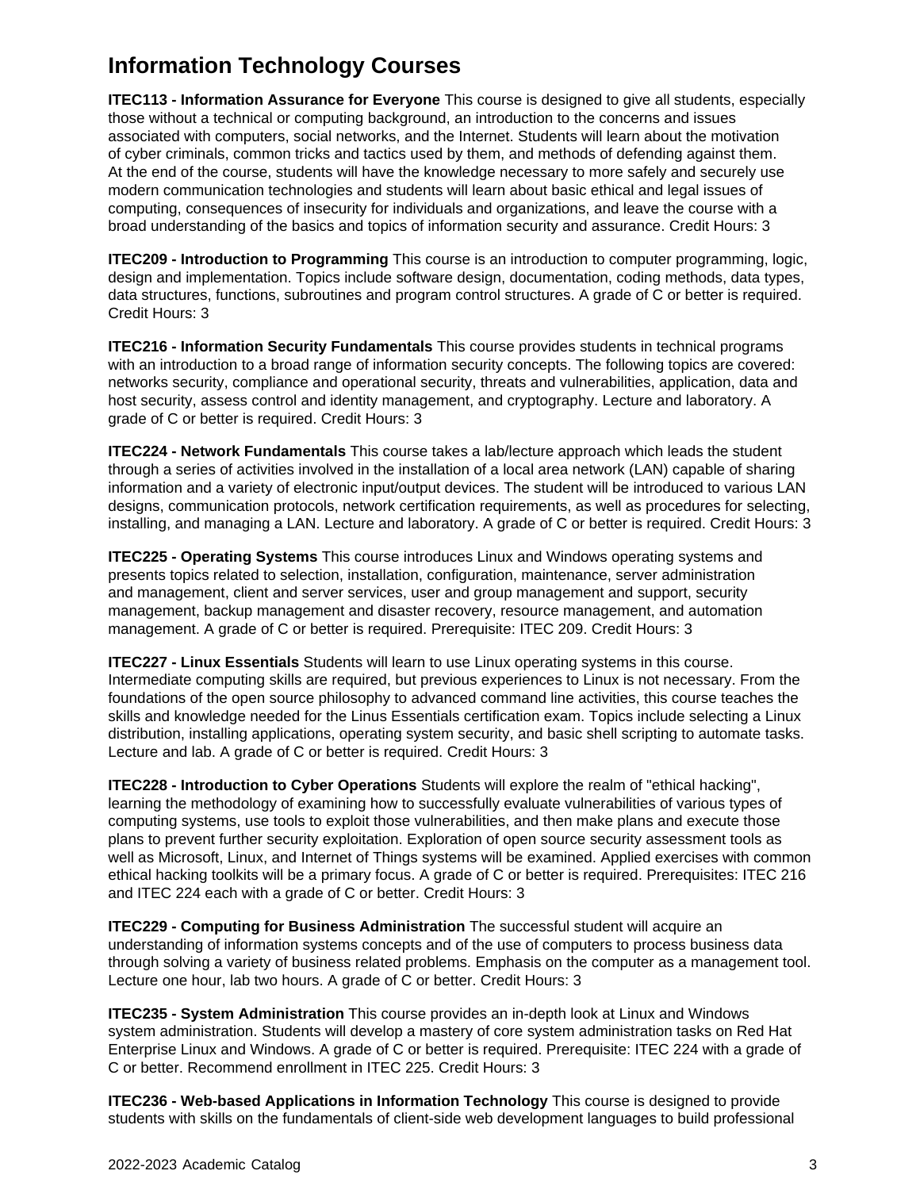# Information Technology Courses

**ITEC113 - Information Assurance for Everyone** This course is designed to give all students, especially those without a technical or computing background, an introduction to the concerns and issues associated with computers, social networks, and the Internet. Students will learn about the motivation of cyber criminals, common tricks and tactics used by them, and methods of defending against them. At the end of the course, students will have the knowledge necessary to more safely and securely use modern communication technologies and students will learn about basic ethical and legal issues of computing, consequences of insecurity for individuals and organizations, and leave the course with a broad understanding of the basics and topics of information security and assurance. Credit Hours: 3

**ITEC209 - Introduction to Programming** This course is an introduction to computer programming, logic, design and implementation. Topics include software design, documentation, coding methods, data types, data structures, functions, subroutines and program control structures. A grade of C or better is required. Credit Hours: 3

**ITEC216 - Information Security Fundamentals** This course provides students in technical programs with an introduction to a broad range of information security concepts. The following topics are covered: networks security, compliance and operational security, threats and vulnerabilities, application, data and host security, assess control and identity management, and cryptography. Lecture and laboratory. A grade of C or better is required. Credit Hours: 3

**ITEC224 - Network Fundamentals** This course takes a lab/lecture approach which leads the student through a series of activities involved in the installation of a local area network (LAN) capable of sharing information and a variety of electronic input/output devices. The student will be introduced to various LAN designs, communication protocols, network certification requirements, as well as procedures for selecting, installing, and managing a LAN. Lecture and laboratory. A grade of C or better is required. Credit Hours: 3

**ITEC225 - Operating Systems** This course introduces Linux and Windows operating systems and presents topics related to selection, installation, configuration, maintenance, server administration and management, client and server services, user and group management and support, security management, backup management and disaster recovery, resource management, and automation management. A grade of C or better is required. Prerequisite: ITEC 209. Credit Hours: 3

**ITEC227 - Linux Essentials** Students will learn to use Linux operating systems in this course. Intermediate computing skills are required, but previous experiences to Linux is not necessary. From the foundations of the open source philosophy to advanced command line activities, this course teaches the skills and knowledge needed for the Linus Essentials certification exam. Topics include selecting a Linux distribution, installing applications, operating system security, and basic shell scripting to automate tasks. Lecture and lab. A grade of C or better is required. Credit Hours: 3

**ITEC228 - Introduction to Cyber Operations** Students will explore the realm of "ethical hacking", learning the methodology of examining how to successfully evaluate vulnerabilities of various types of computing systems, use tools to exploit those vulnerabilities, and then make plans and execute those plans to prevent further security exploitation. Exploration of open source security assessment tools as well as Microsoft, Linux, and Internet of Things systems will be examined. Applied exercises with common ethical hacking toolkits will be a primary focus. A grade of C or better is required. Prerequisites: ITEC 216 and ITEC 224 each with a grade of C or better. Credit Hours: 3

**ITEC229 - Computing for Business Administration** The successful student will acquire an understanding of information systems concepts and of the use of computers to process business data through solving a variety of business related problems. Emphasis on the computer as a management tool. Lecture one hour, lab two hours. A grade of C or better. Credit Hours: 3

**ITEC235 - System Administration** This course provides an in-depth look at Linux and Windows system administration. Students will develop a mastery of core system administration tasks on Red Hat Enterprise Linux and Windows. A grade of C or better is required. Prerequisite: ITEC 224 with a grade of C or better. Recommend enrollment in ITEC 225. Credit Hours: 3

**ITEC236 - Web-based Applications in Information Technology** This course is designed to provide students with skills on the fundamentals of client-side web development languages to build professional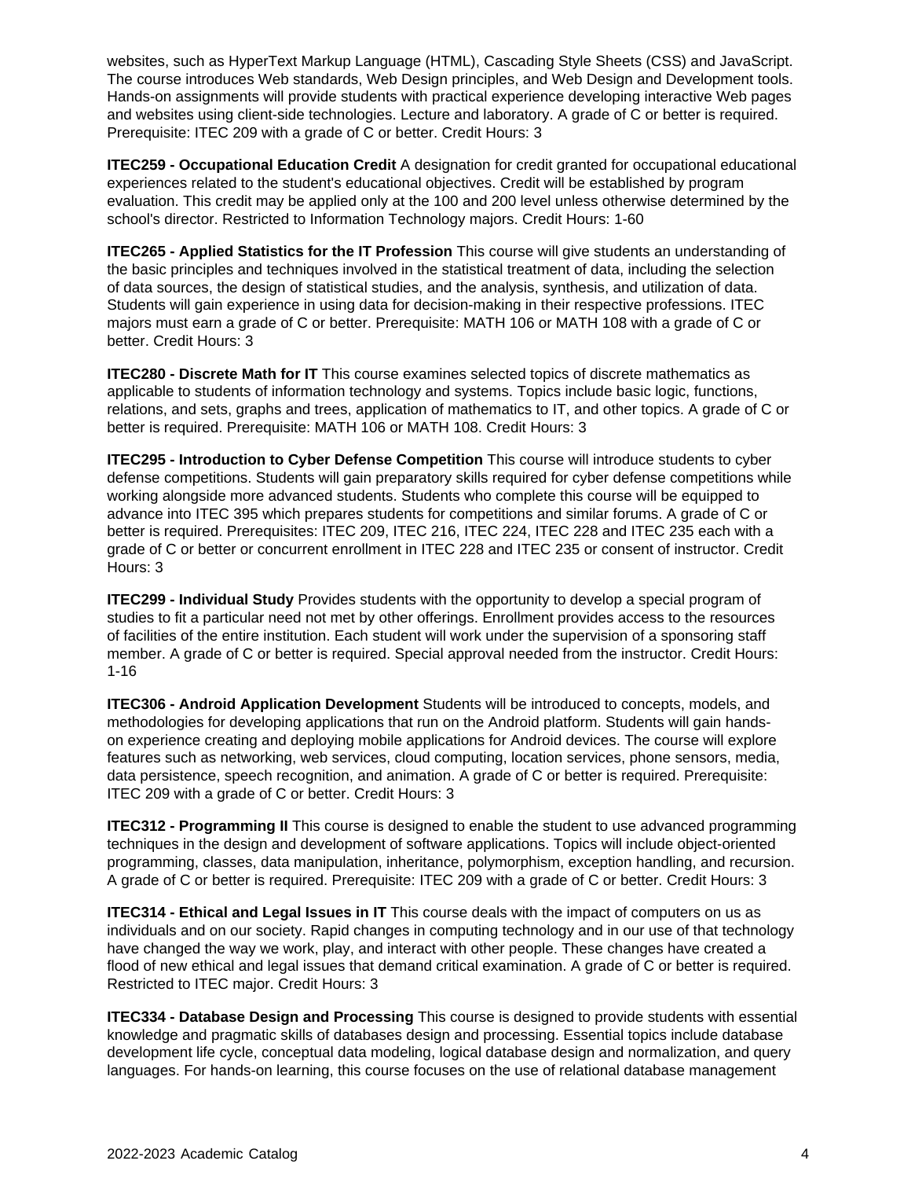websites, such as HyperText Markup Language (HTML), Cascading Style Sheets (CSS) and JavaScript. The course introduces Web standards, Web Design principles, and Web Design and Development tools. Hands-on assignments will provide students with practical experience developing interactive Web pages and websites using client-side technologies. Lecture and laboratory. A grade of C or better is required. Prerequisite: ITEC 209 with a grade of C or better. Credit Hours: 3

**ITEC259 - Occupational Education Credit** A designation for credit granted for occupational educational experiences related to the student's educational objectives. Credit will be established by program evaluation. This credit may be applied only at the 100 and 200 level unless otherwise determined by the school's director. Restricted to Information Technology majors. Credit Hours: 1-60

**ITEC265 - Applied Statistics for the IT Profession** This course will give students an understanding of the basic principles and techniques involved in the statistical treatment of data, including the selection of data sources, the design of statistical studies, and the analysis, synthesis, and utilization of data. Students will gain experience in using data for decision-making in their respective professions. ITEC majors must earn a grade of C or better. Prerequisite: MATH 106 or MATH 108 with a grade of C or better. Credit Hours: 3

**ITEC280 - Discrete Math for IT** This course examines selected topics of discrete mathematics as applicable to students of information technology and systems. Topics include basic logic, functions, relations, and sets, graphs and trees, application of mathematics to IT, and other topics. A grade of C or better is required. Prerequisite: MATH 106 or MATH 108. Credit Hours: 3

**ITEC295 - Introduction to Cyber Defense Competition** This course will introduce students to cyber defense competitions. Students will gain preparatory skills required for cyber defense competitions while working alongside more advanced students. Students who complete this course will be equipped to advance into ITEC 395 which prepares students for competitions and similar forums. A grade of C or better is required. Prerequisites: ITEC 209, ITEC 216, ITEC 224, ITEC 228 and ITEC 235 each with a grade of C or better or concurrent enrollment in ITEC 228 and ITEC 235 or consent of instructor. Credit Hours: 3

**ITEC299 - Individual Study** Provides students with the opportunity to develop a special program of studies to fit a particular need not met by other offerings. Enrollment provides access to the resources of facilities of the entire institution. Each student will work under the supervision of a sponsoring staff member. A grade of C or better is required. Special approval needed from the instructor. Credit Hours: 1-16

**ITEC306 - Android Application Development** Students will be introduced to concepts, models, and methodologies for developing applications that run on the Android platform. Students will gain hands-on experience creating and deploying mobile applications for Android devices. The course will explore features such as networking, web services, cloud computing, location services, phone sensors, media, data persistence, speech recognition, and animation. A grade of C or better is required. Prerequisite: ITEC 209 with a grade of C or better. Credit Hours: 3

**ITEC312 - Programming II** This course is designed to enable the student to use advanced programming techniques in the design and development of software applications. Topics will include object-oriented programming, classes, data manipulation, inheritance, polymorphism, exception handling, and recursion. A grade of C or better is required. Prerequisite: ITEC 209 with a grade of C or better. Credit Hours: 3

**ITEC314 - Ethical and Legal Issues in IT** This course deals with the impact of computers on us as individuals and on our society. Rapid changes in computing technology and in our use of that technology have changed the way we work, play, and interact with other people. These changes have created a flood of new ethical and legal issues that demand critical examination. A grade of C or better is required. Restricted to ITEC major. Credit Hours: 3

**ITEC334 - Database Design and Processing** This course is designed to provide students with essential knowledge and pragmatic skills of databases design and processing. Essential topics include database development life cycle, conceptual data modeling, logical database design and normalization, and query languages. For hands-on learning, this course focuses on the use of relational database management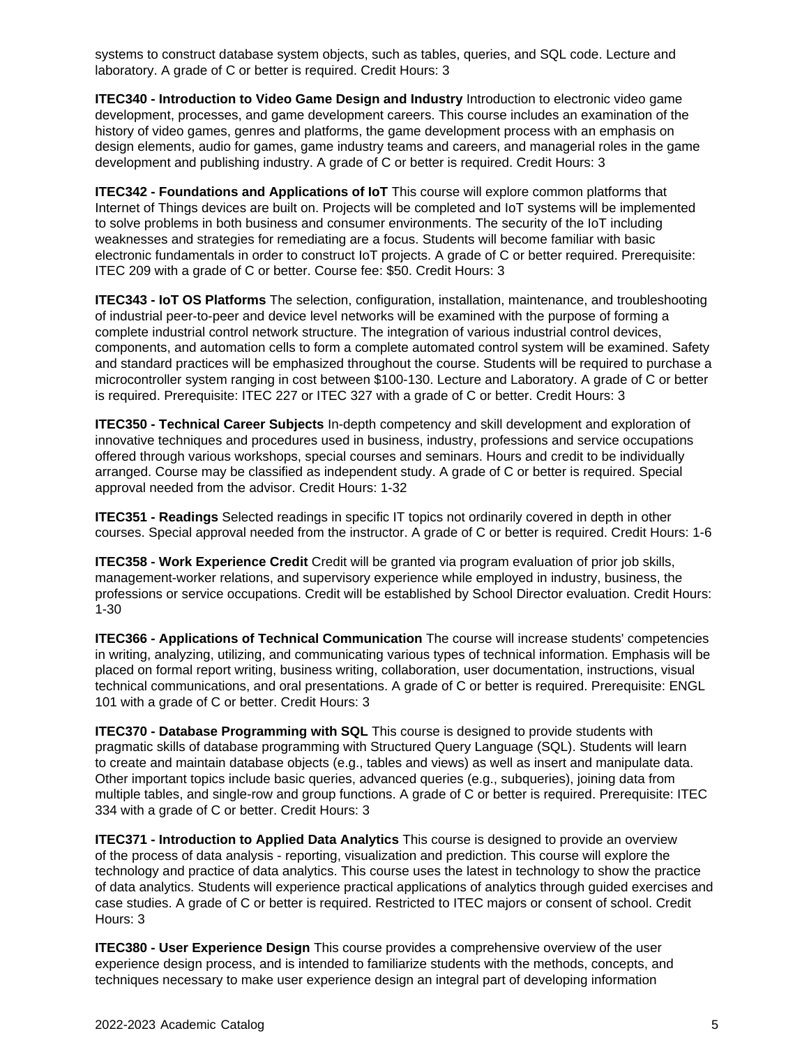systems to construct database system objects, such as tables, queries, and SQL code. Lecture and laboratory. A grade of C or better is required. Credit Hours: 3

**ITEC340 - Introduction to Video Game Design and Industry** Introduction to electronic video game development, processes, and game development careers. This course includes an examination of the history of video games, genres and platforms, the game development process with an emphasis on design elements, audio for games, game industry teams and careers, and managerial roles in the game development and publishing industry. A grade of C or better is required. Credit Hours: 3

**ITEC342 - Foundations and Applications of IoT** This course will explore common platforms that Internet of Things devices are built on. Projects will be completed and IoT systems will be implemented to solve problems in both business and consumer environments. The security of the IoT including weaknesses and strategies for remediating are a focus. Students will become familiar with basic electronic fundamentals in order to construct IoT projects. A grade of C or better required. Prerequisite: ITEC 209 with a grade of C or better. Course fee: $50. Credit Hours: 3

**ITEC343 - IoT OS Platforms** The selection, configuration, installation, maintenance, and troubleshooting of industrial peer-to-peer and device level networks will be examined with the purpose of forming a complete industrial control network structure. The integration of various industrial control devices, components, and automation cells to form a complete automated control system will be examined. Safety and standard practices will be emphasized throughout the course. Students will be required to purchase a microcontroller system ranging in cost between $100-130. Lecture and Laboratory. A grade of C or better is required. Prerequisite: ITEC 227 or ITEC 327 with a grade of C or better. Credit Hours: 3

**ITEC350 - Technical Career Subjects** In-depth competency and skill development and exploration of innovative techniques and procedures used in business, industry, professions and service occupations offered through various workshops, special courses and seminars. Hours and credit to be individually arranged. Course may be classified as independent study. A grade of C or better is required. Special approval needed from the advisor. Credit Hours: 1-32

**ITEC351 - Readings** Selected readings in specific IT topics not ordinarily covered in depth in other courses. Special approval needed from the instructor. A grade of C or better is required. Credit Hours: 1-6

**ITEC358 - Work Experience Credit** Credit will be granted via program evaluation of prior job skills, management-worker relations, and supervisory experience while employed in industry, business, the professions or service occupations. Credit will be established by School Director evaluation. Credit Hours: 1-30

**ITEC366 - Applications of Technical Communication** The course will increase students' competencies in writing, analyzing, utilizing, and communicating various types of technical information. Emphasis will be placed on formal report writing, business writing, collaboration, user documentation, instructions, visual technical communications, and oral presentations. A grade of C or better is required. Prerequisite: ENGL 101 with a grade of C or better. Credit Hours: 3

**ITEC370 - Database Programming with SQL** This course is designed to provide students with pragmatic skills of database programming with Structured Query Language (SQL). Students will learn to create and maintain database objects (e.g., tables and views) as well as insert and manipulate data. Other important topics include basic queries, advanced queries (e.g., subqueries), joining data from multiple tables, and single-row and group functions. A grade of C or better is required. Prerequisite: ITEC 334 with a grade of C or better. Credit Hours: 3

**ITEC371 - Introduction to Applied Data Analytics** This course is designed to provide an overview of the process of data analysis - reporting, visualization and prediction. This course will explore the technology and practice of data analytics. This course uses the latest in technology to show the practice of data analytics. Students will experience practical applications of analytics through guided exercises and case studies. A grade of C or better is required. Restricted to ITEC majors or consent of school. Credit Hours: 3

**ITEC380 - User Experience Design** This course provides a comprehensive overview of the user experience design process, and is intended to familiarize students with the methods, concepts, and techniques necessary to make user experience design an integral part of developing information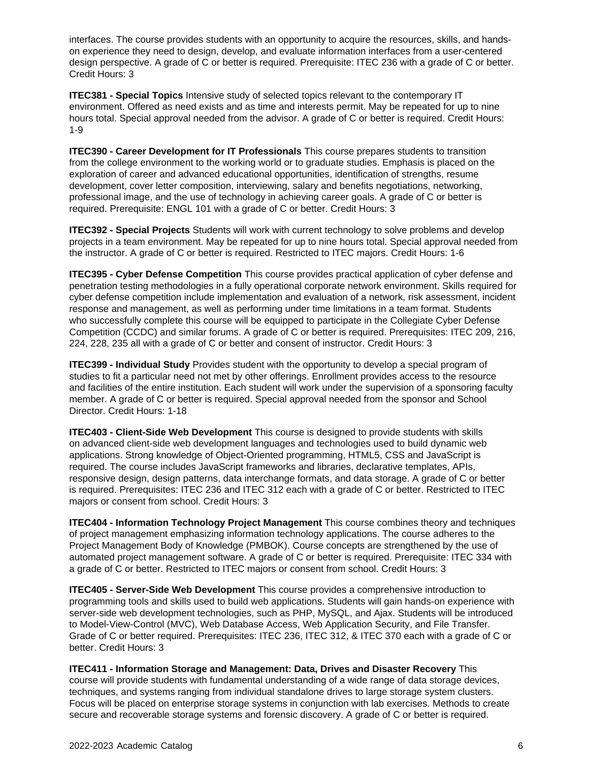interfaces. The course provides students with an opportunity to acquire the resources, skills, and hands-on experience they need to design, develop, and evaluate information interfaces from a user-centered design perspective. A grade of C or better is required. Prerequisite: ITEC 236 with a grade of C or better. Credit Hours: 3

**ITEC381 - Special Topics** Intensive study of selected topics relevant to the contemporary IT environment. Offered as need exists and as time and interests permit. May be repeated for up to nine hours total. Special approval needed from the advisor. A grade of C or better is required. Credit Hours: 1-9

**ITEC390 - Career Development for IT Professionals** This course prepares students to transition from the college environment to the working world or to graduate studies. Emphasis is placed on the exploration of career and advanced educational opportunities, identification of strengths, resume development, cover letter composition, interviewing, salary and benefits negotiations, networking, professional image, and the use of technology in achieving career goals. A grade of C or better is required. Prerequisite: ENGL 101 with a grade of C or better. Credit Hours: 3

**ITEC392 - Special Projects** Students will work with current technology to solve problems and develop projects in a team environment. May be repeated for up to nine hours total. Special approval needed from the instructor. A grade of C or better is required. Restricted to ITEC majors. Credit Hours: 1-6

**ITEC395 - Cyber Defense Competition** This course provides practical application of cyber defense and penetration testing methodologies in a fully operational corporate network environment. Skills required for cyber defense competition include implementation and evaluation of a network, risk assessment, incident response and management, as well as performing under time limitations in a team format. Students who successfully complete this course will be equipped to participate in the Collegiate Cyber Defense Competition (CCDC) and similar forums. A grade of C or better is required. Prerequisites: ITEC 209, 216, 224, 228, 235 all with a grade of C or better and consent of instructor. Credit Hours: 3

**ITEC399 - Individual Study** Provides student with the opportunity to develop a special program of studies to fit a particular need not met by other offerings. Enrollment provides access to the resource and facilities of the entire institution. Each student will work under the supervision of a sponsoring faculty member. A grade of C or better is required. Special approval needed from the sponsor and School Director. Credit Hours: 1-18

**ITEC403 - Client-Side Web Development** This course is designed to provide students with skills on advanced client-side web development languages and technologies used to build dynamic web applications. Strong knowledge of Object-Oriented programming, HTML5, CSS and JavaScript is required. The course includes JavaScript frameworks and libraries, declarative templates, APIs, responsive design, design patterns, data interchange formats, and data storage. A grade of C or better is required. Prerequisites: ITEC 236 and ITEC 312 each with a grade of C or better. Restricted to ITEC majors or consent from school. Credit Hours: 3

**ITEC404 - Information Technology Project Management** This course combines theory and techniques of project management emphasizing information technology applications. The course adheres to the Project Management Body of Knowledge (PMBOK). Course concepts are strengthened by the use of automated project management software. A grade of C or better is required. Prerequisite: ITEC 334 with a grade of C or better. Restricted to ITEC majors or consent from school. Credit Hours: 3

**ITEC405 - Server-Side Web Development** This course provides a comprehensive introduction to programming tools and skills used to build web applications. Students will gain hands-on experience with server-side web development technologies, such as PHP, MySQL, and Ajax. Students will be introduced to Model-View-Control (MVC), Web Database Access, Web Application Security, and File Transfer. Grade of C or better required. Prerequisites: ITEC 236, ITEC 312, & ITEC 370 each with a grade of C or better. Credit Hours: 3

**ITEC411 - Information Storage and Management: Data, Drives and Disaster Recovery** This course will provide students with fundamental understanding of a wide range of data storage devices, techniques, and systems ranging from individual standalone drives to large storage system clusters. Focus will be placed on enterprise storage systems in conjunction with lab exercises. Methods to create secure and recoverable storage systems and forensic discovery. A grade of C or better is required.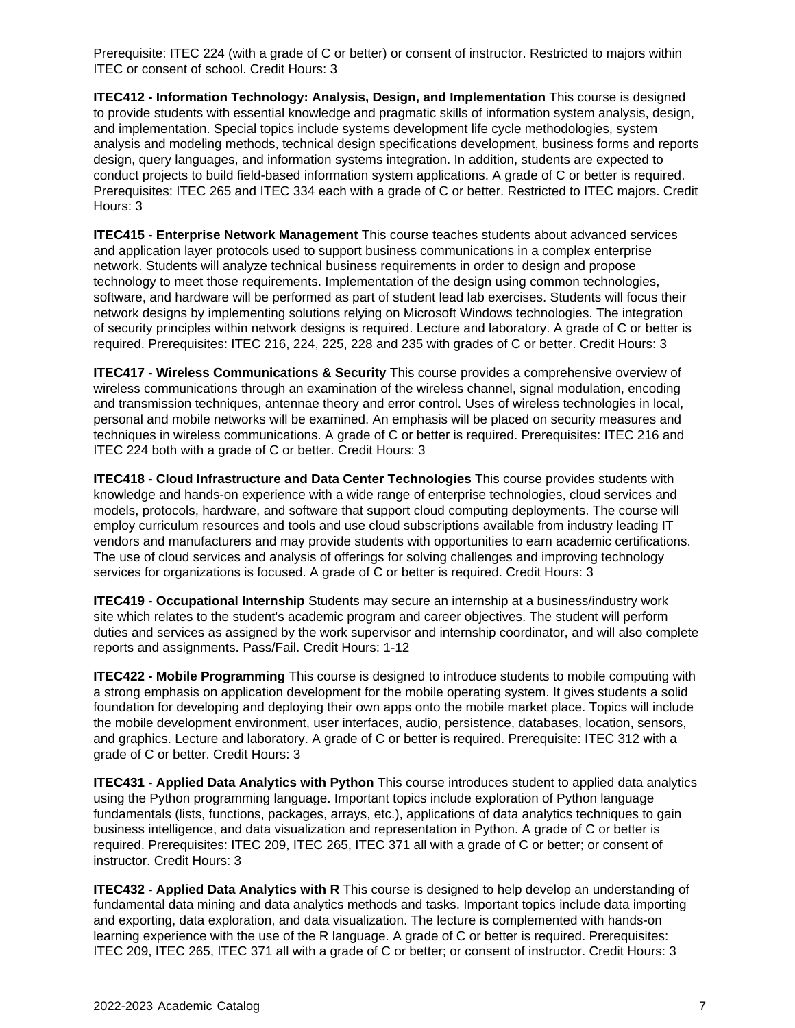Prerequisite: ITEC 224 (with a grade of C or better) or consent of instructor. Restricted to majors within ITEC or consent of school. Credit Hours: 3

**ITEC412 - Information Technology: Analysis, Design, and Implementation** This course is designed to provide students with essential knowledge and pragmatic skills of information system analysis, design, and implementation. Special topics include systems development life cycle methodologies, system analysis and modeling methods, technical design specifications development, business forms and reports design, query languages, and information systems integration. In addition, students are expected to conduct projects to build field-based information system applications. A grade of C or better is required. Prerequisites: ITEC 265 and ITEC 334 each with a grade of C or better. Restricted to ITEC majors. Credit Hours: 3

**ITEC415 - Enterprise Network Management** This course teaches students about advanced services and application layer protocols used to support business communications in a complex enterprise network. Students will analyze technical business requirements in order to design and propose technology to meet those requirements. Implementation of the design using common technologies, software, and hardware will be performed as part of student lead lab exercises. Students will focus their network designs by implementing solutions relying on Microsoft Windows technologies. The integration of security principles within network designs is required. Lecture and laboratory. A grade of C or better is required. Prerequisites: ITEC 216, 224, 225, 228 and 235 with grades of C or better. Credit Hours: 3

**ITEC417 - Wireless Communications & Security** This course provides a comprehensive overview of wireless communications through an examination of the wireless channel, signal modulation, encoding and transmission techniques, antennae theory and error control. Uses of wireless technologies in local, personal and mobile networks will be examined. An emphasis will be placed on security measures and techniques in wireless communications. A grade of C or better is required. Prerequisites: ITEC 216 and ITEC 224 both with a grade of C or better. Credit Hours: 3

**ITEC418 - Cloud Infrastructure and Data Center Technologies** This course provides students with knowledge and hands-on experience with a wide range of enterprise technologies, cloud services and models, protocols, hardware, and software that support cloud computing deployments. The course will employ curriculum resources and tools and use cloud subscriptions available from industry leading IT vendors and manufacturers and may provide students with opportunities to earn academic certifications. The use of cloud services and analysis of offerings for solving challenges and improving technology services for organizations is focused. A grade of C or better is required. Credit Hours: 3

**ITEC419 - Occupational Internship** Students may secure an internship at a business/industry work site which relates to the student's academic program and career objectives. The student will perform duties and services as assigned by the work supervisor and internship coordinator, and will also complete reports and assignments. Pass/Fail. Credit Hours: 1-12

**ITEC422 - Mobile Programming** This course is designed to introduce students to mobile computing with a strong emphasis on application development for the mobile operating system. It gives students a solid foundation for developing and deploying their own apps onto the mobile market place. Topics will include the mobile development environment, user interfaces, audio, persistence, databases, location, sensors, and graphics. Lecture and laboratory. A grade of C or better is required. Prerequisite: ITEC 312 with a grade of C or better. Credit Hours: 3

**ITEC431 - Applied Data Analytics with Python** This course introduces student to applied data analytics using the Python programming language. Important topics include exploration of Python language fundamentals (lists, functions, packages, arrays, etc.), applications of data analytics techniques to gain business intelligence, and data visualization and representation in Python. A grade of C or better is required. Prerequisites: ITEC 209, ITEC 265, ITEC 371 all with a grade of C or better; or consent of instructor. Credit Hours: 3

**ITEC432 - Applied Data Analytics with R** This course is designed to help develop an understanding of fundamental data mining and data analytics methods and tasks. Important topics include data importing and exporting, data exploration, and data visualization. The lecture is complemented with hands-on learning experience with the use of the R language. A grade of C or better is required. Prerequisites: ITEC 209, ITEC 265, ITEC 371 all with a grade of C or better; or consent of instructor. Credit Hours: 3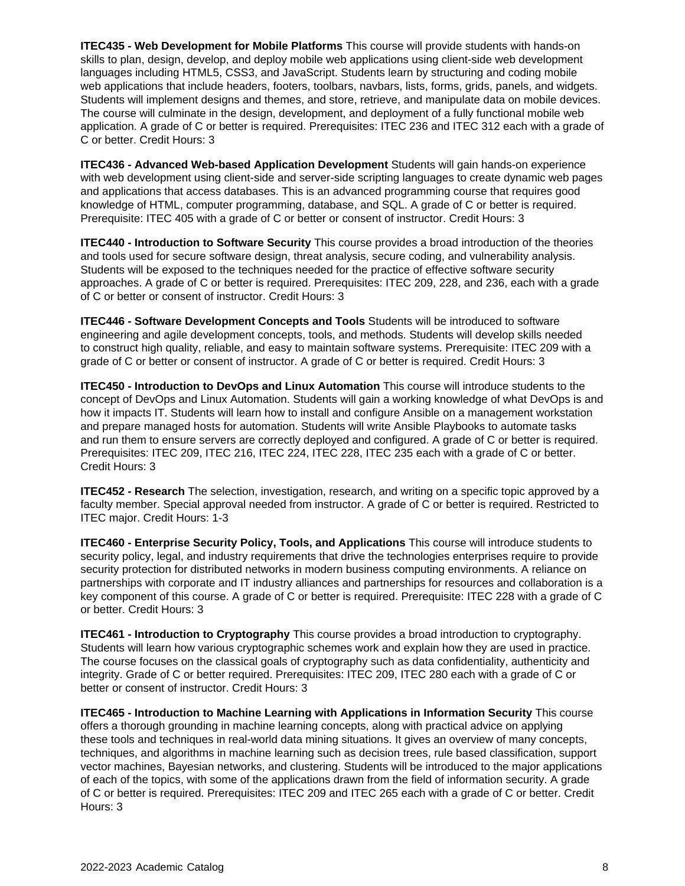**ITEC435 - Web Development for Mobile Platforms** This course will provide students with hands-on skills to plan, design, develop, and deploy mobile web applications using client-side web development languages including HTML5, CSS3, and JavaScript. Students learn by structuring and coding mobile web applications that include headers, footers, toolbars, navbars, lists, forms, grids, panels, and widgets. Students will implement designs and themes, and store, retrieve, and manipulate data on mobile devices. The course will culminate in the design, development, and deployment of a fully functional mobile web application. A grade of C or better is required. Prerequisites: ITEC 236 and ITEC 312 each with a grade of C or better. Credit Hours: 3

**ITEC436 - Advanced Web-based Application Development** Students will gain hands-on experience with web development using client-side and server-side scripting languages to create dynamic web pages and applications that access databases. This is an advanced programming course that requires good knowledge of HTML, computer programming, database, and SQL. A grade of C or better is required. Prerequisite: ITEC 405 with a grade of C or better or consent of instructor. Credit Hours: 3

**ITEC440 - Introduction to Software Security** This course provides a broad introduction of the theories and tools used for secure software design, threat analysis, secure coding, and vulnerability analysis. Students will be exposed to the techniques needed for the practice of effective software security approaches. A grade of C or better is required. Prerequisites: ITEC 209, 228, and 236, each with a grade of C or better or consent of instructor. Credit Hours: 3

**ITEC446 - Software Development Concepts and Tools** Students will be introduced to software engineering and agile development concepts, tools, and methods. Students will develop skills needed to construct high quality, reliable, and easy to maintain software systems. Prerequisite: ITEC 209 with a grade of C or better or consent of instructor. A grade of C or better is required. Credit Hours: 3

**ITEC450 - Introduction to DevOps and Linux Automation** This course will introduce students to the concept of DevOps and Linux Automation. Students will gain a working knowledge of what DevOps is and how it impacts IT. Students will learn how to install and configure Ansible on a management workstation and prepare managed hosts for automation. Students will write Ansible Playbooks to automate tasks and run them to ensure servers are correctly deployed and configured. A grade of C or better is required. Prerequisites: ITEC 209, ITEC 216, ITEC 224, ITEC 228, ITEC 235 each with a grade of C or better. Credit Hours: 3

**ITEC452 - Research** The selection, investigation, research, and writing on a specific topic approved by a faculty member. Special approval needed from instructor. A grade of C or better is required. Restricted to ITEC major. Credit Hours: 1-3

**ITEC460 - Enterprise Security Policy, Tools, and Applications** This course will introduce students to security policy, legal, and industry requirements that drive the technologies enterprises require to provide security protection for distributed networks in modern business computing environments. A reliance on partnerships with corporate and IT industry alliances and partnerships for resources and collaboration is a key component of this course. A grade of C or better is required. Prerequisite: ITEC 228 with a grade of C or better. Credit Hours: 3

**ITEC461 - Introduction to Cryptography** This course provides a broad introduction to cryptography. Students will learn how various cryptographic schemes work and explain how they are used in practice. The course focuses on the classical goals of cryptography such as data confidentiality, authenticity and integrity. Grade of C or better required. Prerequisites: ITEC 209, ITEC 280 each with a grade of C or better or consent of instructor. Credit Hours: 3

**ITEC465 - Introduction to Machine Learning with Applications in Information Security** This course offers a thorough grounding in machine learning concepts, along with practical advice on applying these tools and techniques in real-world data mining situations. It gives an overview of many concepts, techniques, and algorithms in machine learning such as decision trees, rule based classification, support vector machines, Bayesian networks, and clustering. Students will be introduced to the major applications of each of the topics, with some of the applications drawn from the field of information security. A grade of C or better is required. Prerequisites: ITEC 209 and ITEC 265 each with a grade of C or better. Credit Hours: 3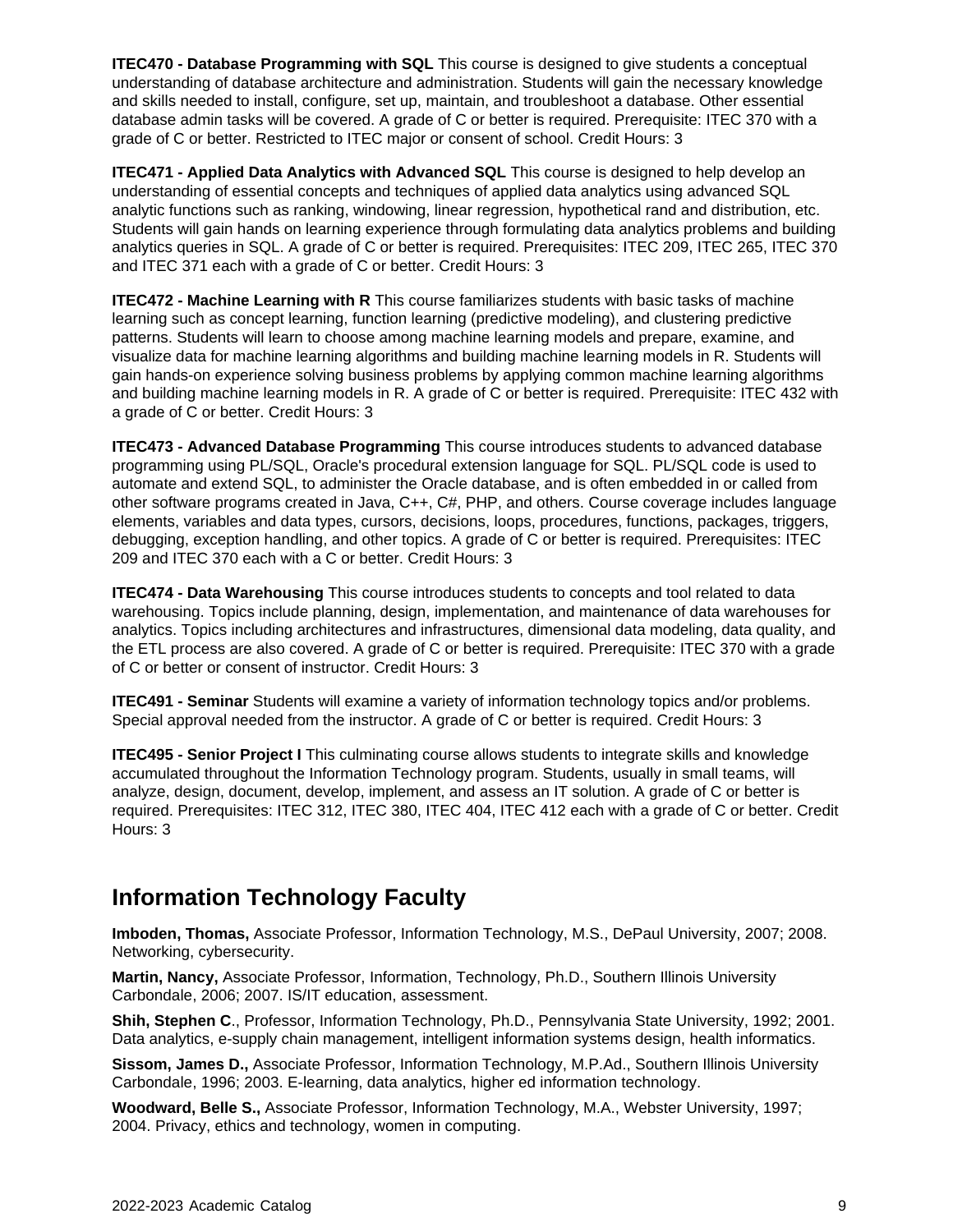**ITEC470 - Database Programming with SQL** This course is designed to give students a conceptual understanding of database architecture and administration. Students will gain the necessary knowledge and skills needed to install, configure, set up, maintain, and troubleshoot a database. Other essential database admin tasks will be covered. A grade of C or better is required. Prerequisite: ITEC 370 with a grade of C or better. Restricted to ITEC major or consent of school. Credit Hours: 3

**ITEC471 - Applied Data Analytics with Advanced SQL** This course is designed to help develop an understanding of essential concepts and techniques of applied data analytics using advanced SQL analytic functions such as ranking, windowing, linear regression, hypothetical rand and distribution, etc. Students will gain hands on learning experience through formulating data analytics problems and building analytics queries in SQL. A grade of C or better is required. Prerequisites: ITEC 209, ITEC 265, ITEC 370 and ITEC 371 each with a grade of C or better. Credit Hours: 3

**ITEC472 - Machine Learning with R** This course familiarizes students with basic tasks of machine learning such as concept learning, function learning (predictive modeling), and clustering predictive patterns. Students will learn to choose among machine learning models and prepare, examine, and visualize data for machine learning algorithms and building machine learning models in R. Students will gain hands-on experience solving business problems by applying common machine learning algorithms and building machine learning models in R. A grade of C or better is required. Prerequisite: ITEC 432 with a grade of C or better. Credit Hours: 3

**ITEC473 - Advanced Database Programming** This course introduces students to advanced database programming using PL/SQL, Oracle's procedural extension language for SQL. PL/SQL code is used to automate and extend SQL, to administer the Oracle database, and is often embedded in or called from other software programs created in Java, C++, C#, PHP, and others. Course coverage includes language elements, variables and data types, cursors, decisions, loops, procedures, functions, packages, triggers, debugging, exception handling, and other topics. A grade of C or better is required. Prerequisites: ITEC 209 and ITEC 370 each with a C or better. Credit Hours: 3

**ITEC474 - Data Warehousing** This course introduces students to concepts and tool related to data warehousing. Topics include planning, design, implementation, and maintenance of data warehouses for analytics. Topics including architectures and infrastructures, dimensional data modeling, data quality, and the ETL process are also covered. A grade of C or better is required. Prerequisite: ITEC 370 with a grade of C or better or consent of instructor. Credit Hours: 3

**ITEC491 - Seminar** Students will examine a variety of information technology topics and/or problems. Special approval needed from the instructor. A grade of C or better is required. Credit Hours: 3

**ITEC495 - Senior Project I** This culminating course allows students to integrate skills and knowledge accumulated throughout the Information Technology program. Students, usually in small teams, will analyze, design, document, develop, implement, and assess an IT solution. A grade of C or better is required. Prerequisites: ITEC 312, ITEC 380, ITEC 404, ITEC 412 each with a grade of C or better. Credit Hours: 3

## Information Technology Faculty

**Imboden, Thomas,** Associate Professor, Information Technology, M.S., DePaul University, 2007; 2008. Networking, cybersecurity.

**Martin, Nancy,** Associate Professor, Information, Technology, Ph.D., Southern Illinois University Carbondale, 2006; 2007. IS/IT education, assessment.

**Shih, Stephen C**., Professor, Information Technology, Ph.D., Pennsylvania State University, 1992; 2001. Data analytics, e-supply chain management, intelligent information systems design, health informatics.

**Sissom, James D.,** Associate Professor, Information Technology, M.P.Ad., Southern Illinois University Carbondale, 1996; 2003. E-learning, data analytics, higher ed information technology.

**Woodward, Belle S.,** Associate Professor, Information Technology, M.A., Webster University, 1997; 2004. Privacy, ethics and technology, women in computing.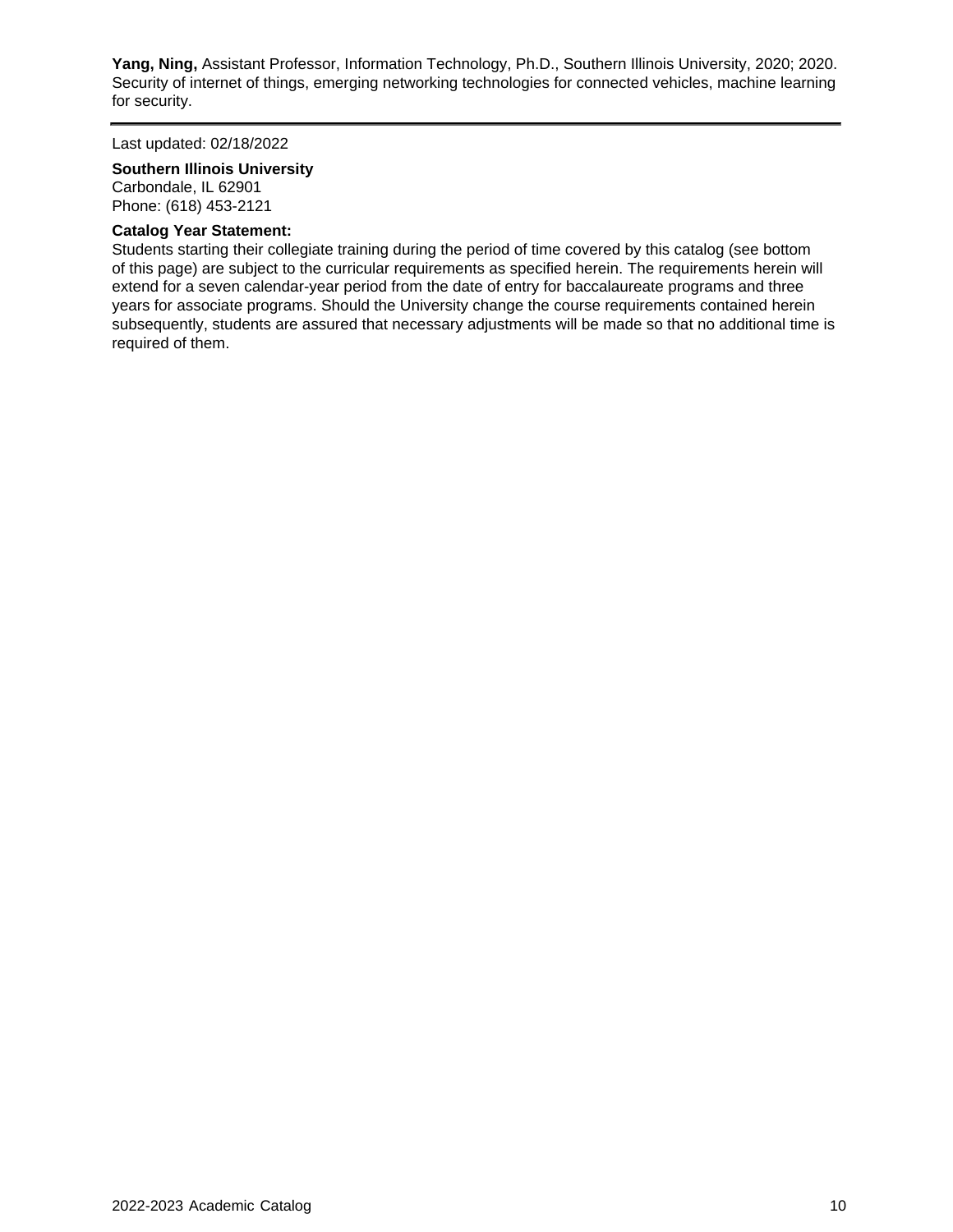**Yang, Ning,** Assistant Professor, Information Technology, Ph.D., Southern Illinois University, 2020; 2020. Security of internet of things, emerging networking technologies for connected vehicles, machine learning for security.

---

Last updated: 02/18/2022

**Southern Illinois University**
Carbondale, IL 62901
Phone: (618) 453-2121

**Catalog Year Statement:**
Students starting their collegiate training during the period of time covered by this catalog (see bottom of this page) are subject to the curricular requirements as specified herein. The requirements herein will extend for a seven calendar-year period from the date of entry for baccalaureate programs and three years for associate programs. Should the University change the course requirements contained herein subsequently, students are assured that necessary adjustments will be made so that no additional time is required of them.

2022-2023 Academic Catalog